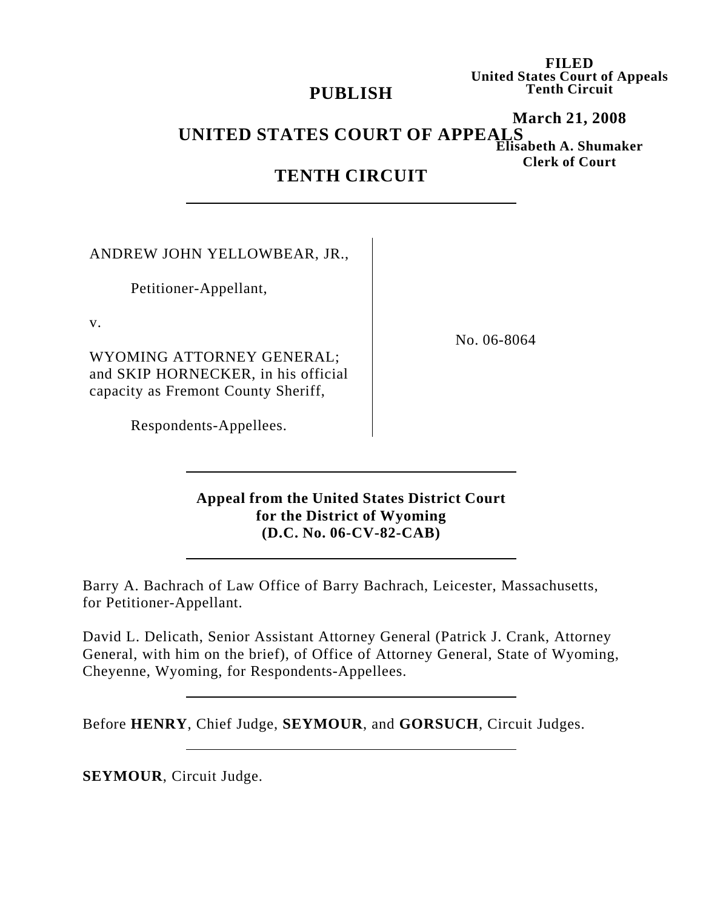**FILED**
**United States Court of Appeals**
**Tenth Circuit**

**March 21, 2008**

**Elisabeth A. Shumaker**
**Clerk of Court**

# PUBLISH

# UNITED STATES COURT OF APPEALS

# TENTH CIRCUIT

---

ANDREW JOHN YELLOWBEAR, JR.,

Petitioner-Appellant,

v.

WYOMING ATTORNEY GENERAL; and SKIP HORNECKER, in his official capacity as Fremont County Sheriff,

Respondents-Appellees.

No. 06-8064

---

**Appeal from the United States District Court for the District of Wyoming (D.C. No. 06-CV-82-CAB)**

---

Barry A. Bachrach of Law Office of Barry Bachrach, Leicester, Massachusetts, for Petitioner-Appellant.

David L. Delicath, Senior Assistant Attorney General (Patrick J. Crank, Attorney General, with him on the brief), of Office of Attorney General, State of Wyoming, Cheyenne, Wyoming, for Respondents-Appellees.

---

Before **HENRY**, Chief Judge, **SEYMOUR**, and **GORSUCH**, Circuit Judges.

---

**SEYMOUR**, Circuit Judge.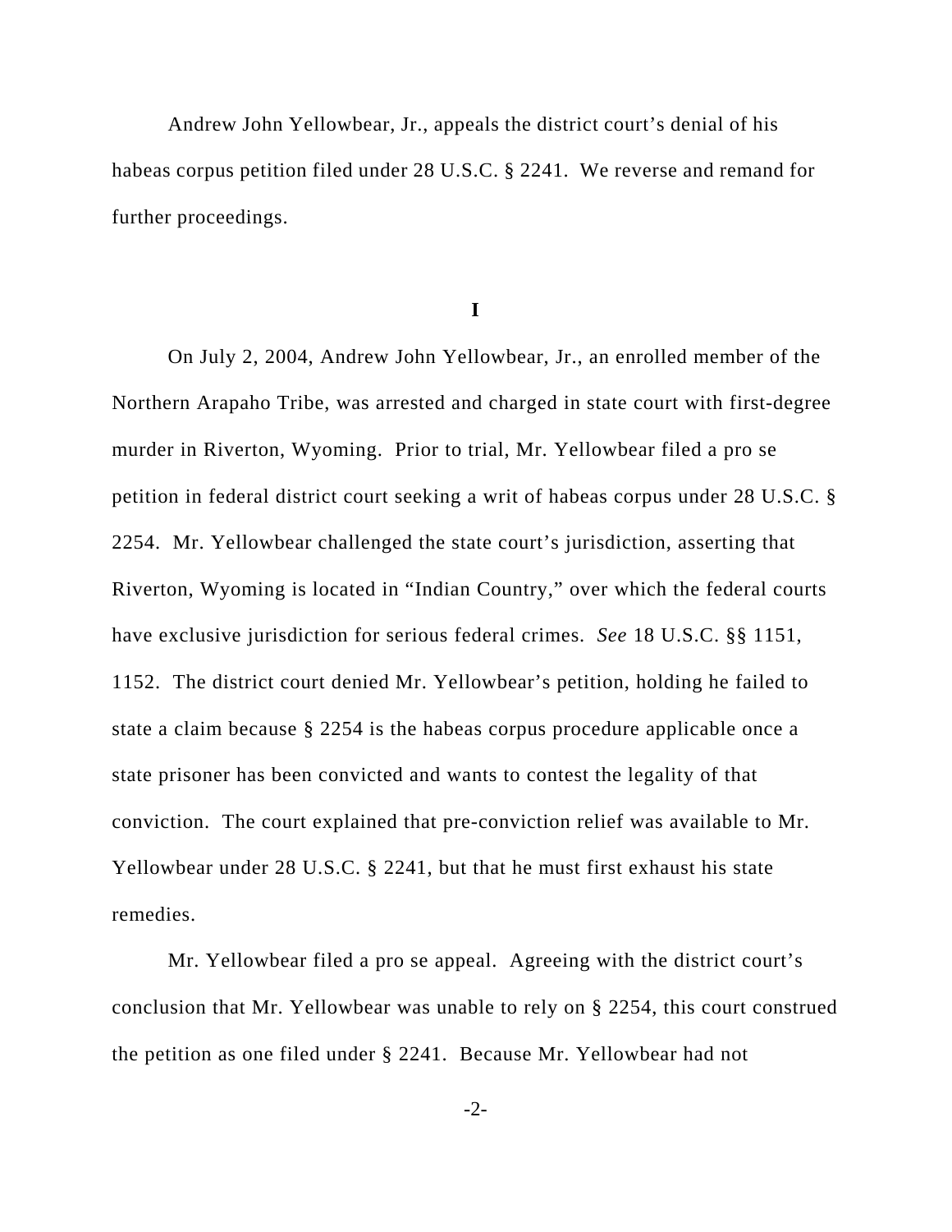Andrew John Yellowbear, Jr., appeals the district court's denial of his habeas corpus petition filed under 28 U.S.C. § 2241. We reverse and remand for further proceedings.

## I

On July 2, 2004, Andrew John Yellowbear, Jr., an enrolled member of the Northern Arapaho Tribe, was arrested and charged in state court with first-degree murder in Riverton, Wyoming. Prior to trial, Mr. Yellowbear filed a pro se petition in federal district court seeking a writ of habeas corpus under 28 U.S.C. § 2254. Mr. Yellowbear challenged the state court's jurisdiction, asserting that Riverton, Wyoming is located in "Indian Country," over which the federal courts have exclusive jurisdiction for serious federal crimes. *See* 18 U.S.C. §§ 1151, 1152. The district court denied Mr. Yellowbear's petition, holding he failed to state a claim because § 2254 is the habeas corpus procedure applicable once a state prisoner has been convicted and wants to contest the legality of that conviction. The court explained that pre-conviction relief was available to Mr. Yellowbear under 28 U.S.C. § 2241, but that he must first exhaust his state remedies.

Mr. Yellowbear filed a pro se appeal. Agreeing with the district court's conclusion that Mr. Yellowbear was unable to rely on § 2254, this court construed the petition as one filed under § 2241. Because Mr. Yellowbear had not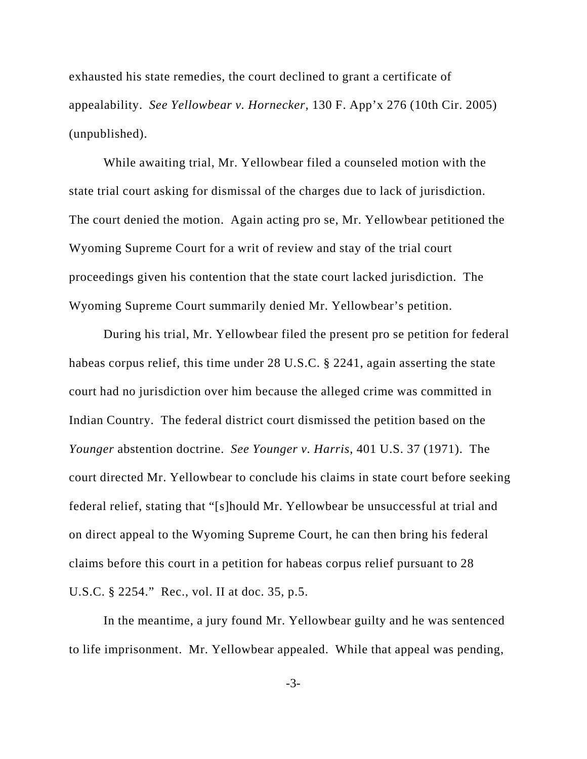exhausted his state remedies, the court declined to grant a certificate of appealability. *See Yellowbear v. Hornecker*, 130 F. App'x 276 (10th Cir. 2005) (unpublished).

While awaiting trial, Mr. Yellowbear filed a counseled motion with the state trial court asking for dismissal of the charges due to lack of jurisdiction. The court denied the motion. Again acting pro se, Mr. Yellowbear petitioned the Wyoming Supreme Court for a writ of review and stay of the trial court proceedings given his contention that the state court lacked jurisdiction. The Wyoming Supreme Court summarily denied Mr. Yellowbear's petition.

During his trial, Mr. Yellowbear filed the present pro se petition for federal habeas corpus relief, this time under 28 U.S.C. § 2241, again asserting the state court had no jurisdiction over him because the alleged crime was committed in Indian Country. The federal district court dismissed the petition based on the *Younger* abstention doctrine. *See Younger v. Harris*, 401 U.S. 37 (1971). The court directed Mr. Yellowbear to conclude his claims in state court before seeking federal relief, stating that "[s]hould Mr. Yellowbear be unsuccessful at trial and on direct appeal to the Wyoming Supreme Court, he can then bring his federal claims before this court in a petition for habeas corpus relief pursuant to 28 U.S.C. § 2254." Rec., vol. II at doc. 35, p.5.

In the meantime, a jury found Mr. Yellowbear guilty and he was sentenced to life imprisonment. Mr. Yellowbear appealed. While that appeal was pending,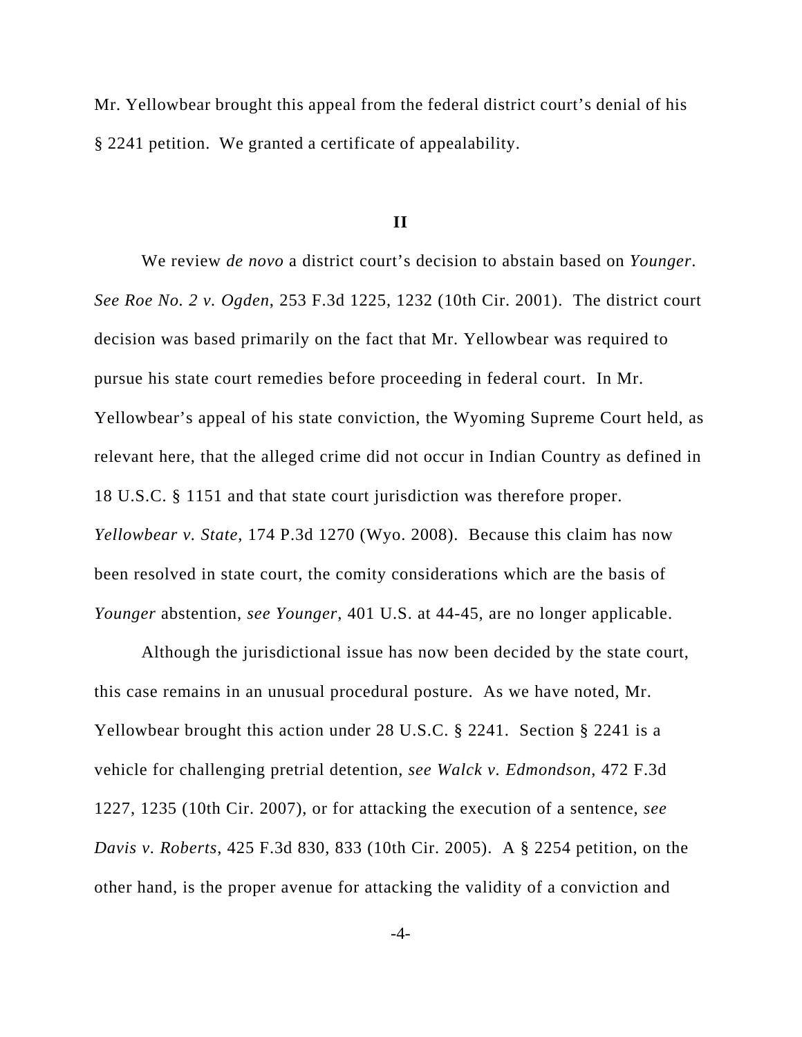Mr. Yellowbear brought this appeal from the federal district court's denial of his § 2241 petition. We granted a certificate of appealability.

## II

We review *de novo* a district court's decision to abstain based on *Younger*. *See Roe No. 2 v. Ogden*, 253 F.3d 1225, 1232 (10th Cir. 2001). The district court decision was based primarily on the fact that Mr. Yellowbear was required to pursue his state court remedies before proceeding in federal court. In Mr. Yellowbear's appeal of his state conviction, the Wyoming Supreme Court held, as relevant here, that the alleged crime did not occur in Indian Country as defined in 18 U.S.C. § 1151 and that state court jurisdiction was therefore proper. *Yellowbear v. State*, 174 P.3d 1270 (Wyo. 2008). Because this claim has now been resolved in state court, the comity considerations which are the basis of *Younger* abstention, *see Younger*, 401 U.S. at 44-45, are no longer applicable.

Although the jurisdictional issue has now been decided by the state court, this case remains in an unusual procedural posture. As we have noted, Mr. Yellowbear brought this action under 28 U.S.C. § 2241. Section § 2241 is a vehicle for challenging pretrial detention, *see Walck v. Edmondson*, 472 F.3d 1227, 1235 (10th Cir. 2007), or for attacking the execution of a sentence, *see Davis v. Roberts*, 425 F.3d 830, 833 (10th Cir. 2005). A § 2254 petition, on the other hand, is the proper avenue for attacking the validity of a conviction and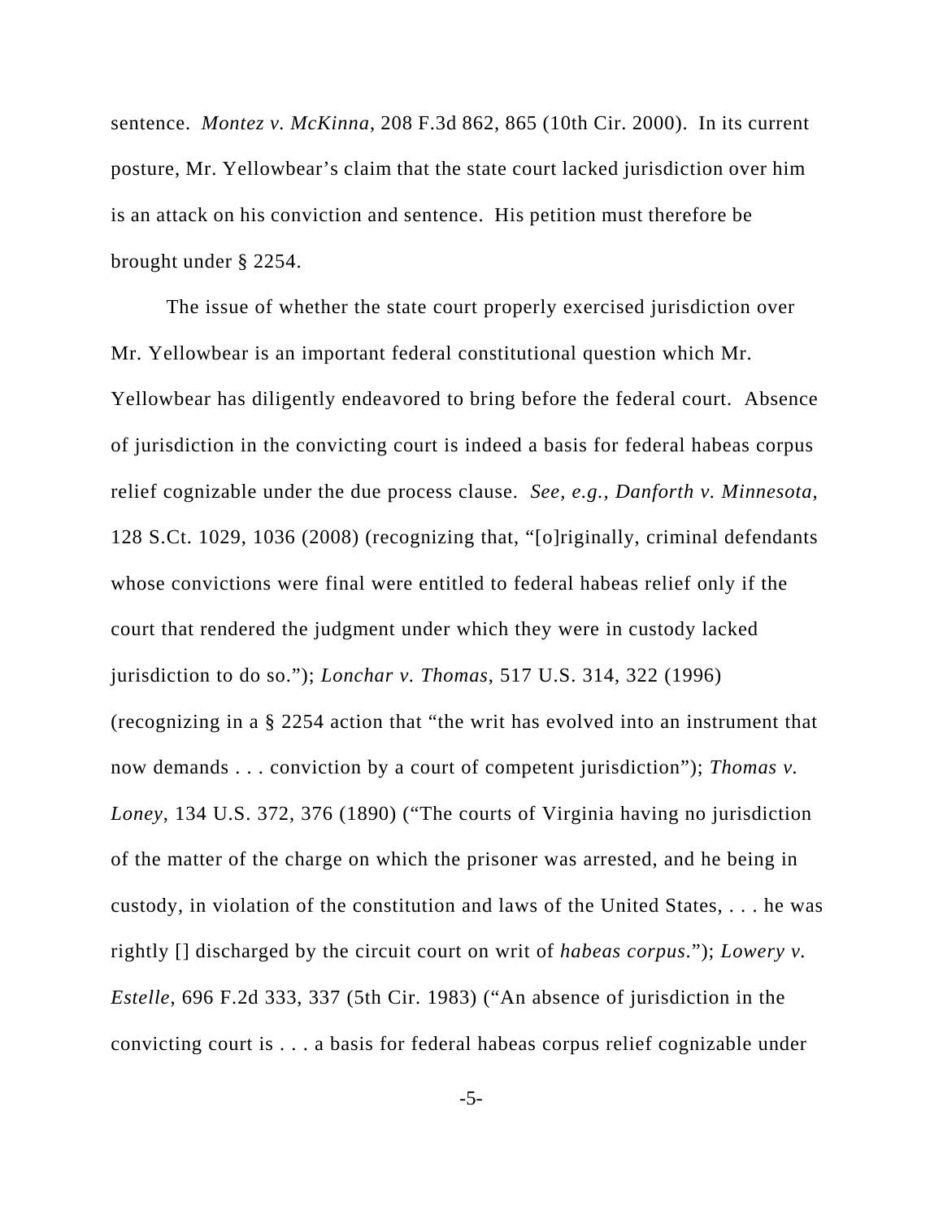sentence. *Montez v. McKinna*, 208 F.3d 862, 865 (10th Cir. 2000). In its current posture, Mr. Yellowbear's claim that the state court lacked jurisdiction over him is an attack on his conviction and sentence. His petition must therefore be brought under § 2254.

The issue of whether the state court properly exercised jurisdiction over Mr. Yellowbear is an important federal constitutional question which Mr. Yellowbear has diligently endeavored to bring before the federal court. Absence of jurisdiction in the convicting court is indeed a basis for federal habeas corpus relief cognizable under the due process clause. *See, e.g., Danforth v. Minnesota*, 128 S.Ct. 1029, 1036 (2008) (recognizing that, "[o]riginally, criminal defendants whose convictions were final were entitled to federal habeas relief only if the court that rendered the judgment under which they were in custody lacked jurisdiction to do so."); *Lonchar v. Thomas*, 517 U.S. 314, 322 (1996) (recognizing in a § 2254 action that "the writ has evolved into an instrument that now demands . . . conviction by a court of competent jurisdiction"); *Thomas v. Loney*, 134 U.S. 372, 376 (1890) ("The courts of Virginia having no jurisdiction of the matter of the charge on which the prisoner was arrested, and he being in custody, in violation of the constitution and laws of the United States, . . . he was rightly [] discharged by the circuit court on writ of *habeas corpus*."); *Lowery v. Estelle*, 696 F.2d 333, 337 (5th Cir. 1983) ("An absence of jurisdiction in the convicting court is . . . a basis for federal habeas corpus relief cognizable under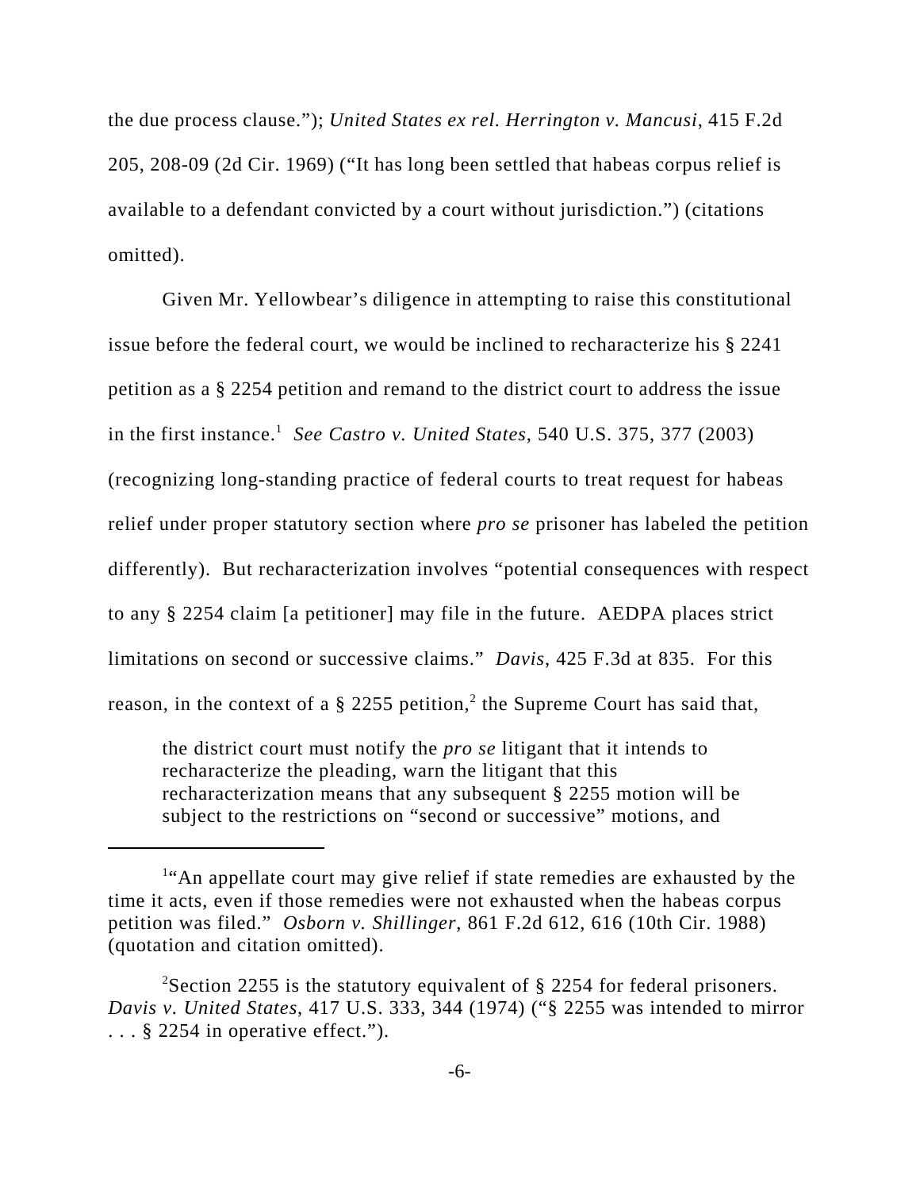the due process clause."); *United States ex rel. Herrington v. Mancusi*, 415 F.2d 205, 208-09 (2d Cir. 1969) ("It has long been settled that habeas corpus relief is available to a defendant convicted by a court without jurisdiction.") (citations omitted).

Given Mr. Yellowbear's diligence in attempting to raise this constitutional issue before the federal court, we would be inclined to recharacterize his § 2241 petition as a § 2254 petition and remand to the district court to address the issue in the first instance.[1] *See Castro v. United States*, 540 U.S. 375, 377 (2003) (recognizing long-standing practice of federal courts to treat request for habeas relief under proper statutory section where *pro se* prisoner has labeled the petition differently). But recharacterization involves "potential consequences with respect to any § 2254 claim [a petitioner] may file in the future. AEDPA places strict limitations on second or successive claims." *Davis*, 425 F.3d at 835. For this reason, in the context of a § 2255 petition,[2] the Supreme Court has said that,

> the district court must notify the *pro se* litigant that it intends to recharacterize the pleading, warn the litigant that this recharacterization means that any subsequent § 2255 motion will be subject to the restrictions on "second or successive" motions, and

---

[1]"An appellate court may give relief if state remedies are exhausted by the time it acts, even if those remedies were not exhausted when the habeas corpus petition was filed." *Osborn v. Shillinger*, 861 F.2d 612, 616 (10th Cir. 1988) (quotation and citation omitted).

[2]Section 2255 is the statutory equivalent of § 2254 for federal prisoners. *Davis v. United States*, 417 U.S. 333, 344 (1974) ("§ 2255 was intended to mirror . . . § 2254 in operative effect.").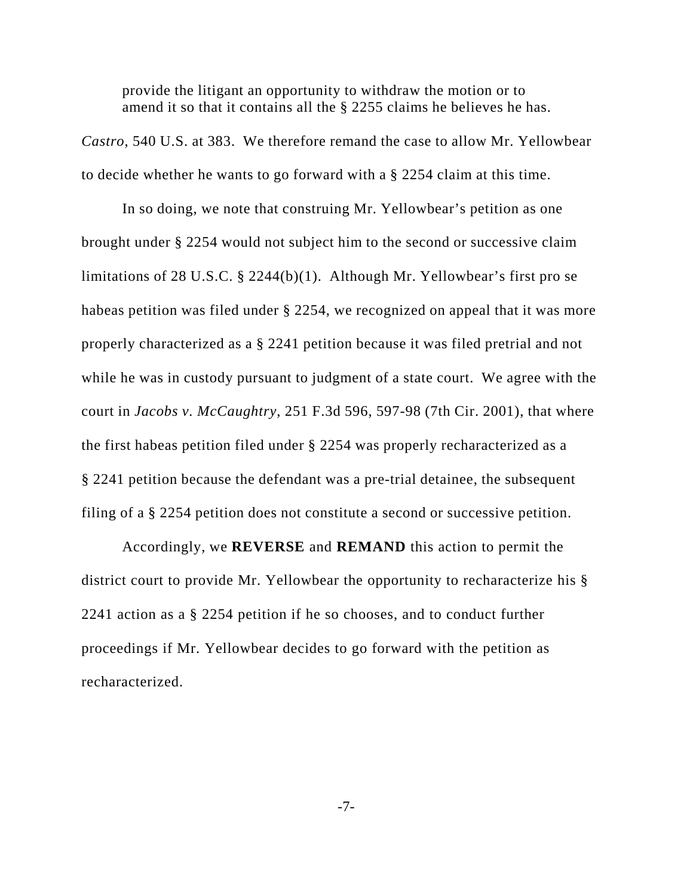> provide the litigant an opportunity to withdraw the motion or to amend it so that it contains all the § 2255 claims he believes he has.

*Castro*, 540 U.S. at 383. We therefore remand the case to allow Mr. Yellowbear to decide whether he wants to go forward with a § 2254 claim at this time.

In so doing, we note that construing Mr. Yellowbear's petition as one brought under § 2254 would not subject him to the second or successive claim limitations of 28 U.S.C. § 2244(b)(1). Although Mr. Yellowbear's first pro se habeas petition was filed under § 2254, we recognized on appeal that it was more properly characterized as a § 2241 petition because it was filed pretrial and not while he was in custody pursuant to judgment of a state court. We agree with the court in *Jacobs v. McCaughtry*, 251 F.3d 596, 597-98 (7th Cir. 2001), that where the first habeas petition filed under § 2254 was properly recharacterized as a § 2241 petition because the defendant was a pre-trial detainee, the subsequent filing of a § 2254 petition does not constitute a second or successive petition.

Accordingly, we **REVERSE** and **REMAND** this action to permit the district court to provide Mr. Yellowbear the opportunity to recharacterize his § 2241 action as a § 2254 petition if he so chooses, and to conduct further proceedings if Mr. Yellowbear decides to go forward with the petition as recharacterized.